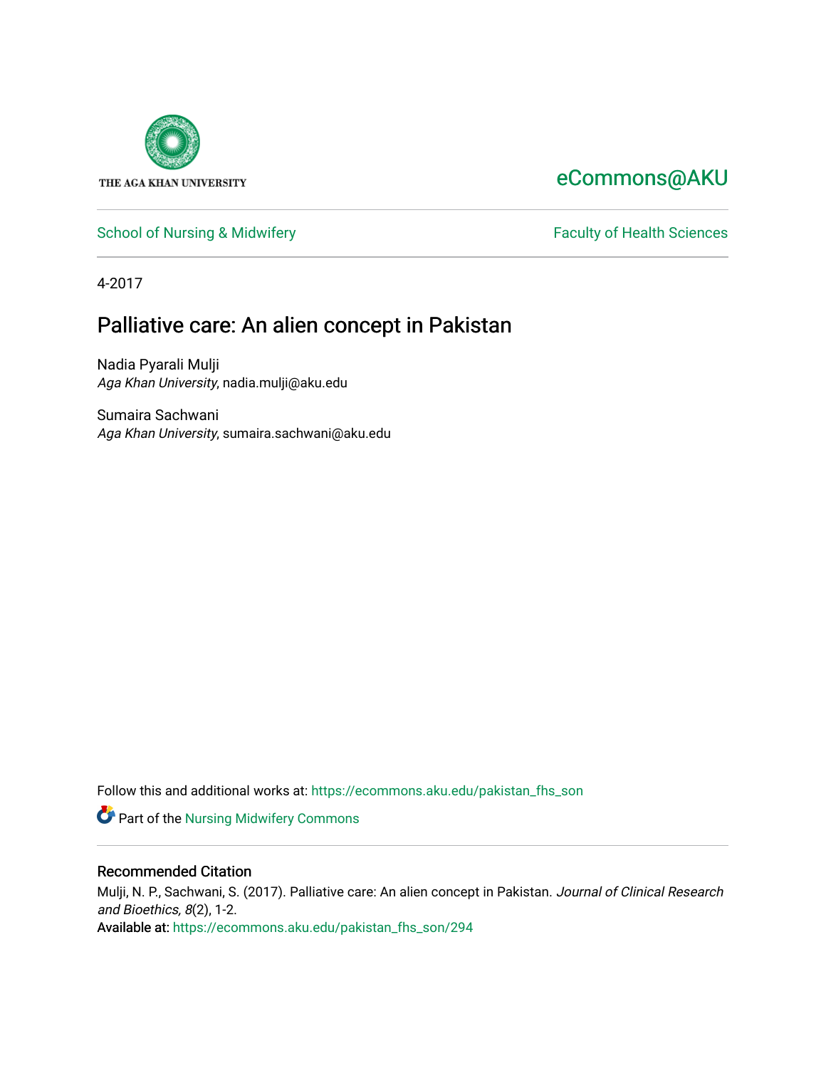THE AGA KHAN UNIVERSITY

eCommons@AKU

School of Nursing & Midwifery

Faculty of Health Sciences

4-2017

# Palliative care: An alien concept in Pakistan

Nadia Pyarali Mulji
*Aga Khan University*, nadia.mulji@aku.edu

Sumaira Sachwani
*Aga Khan University*, sumaira.sachwani@aku.edu

Follow this and additional works at: https://ecommons.aku.edu/pakistan_fhs_son

Part of the Nursing Midwifery Commons

## Recommended Citation

Mulji, N. P., Sachwani, S. (2017). Palliative care: An alien concept in Pakistan. *Journal of Clinical Research and Bioethics, 8*(2), 1-2.
Available at: https://ecommons.aku.edu/pakistan_fhs_son/294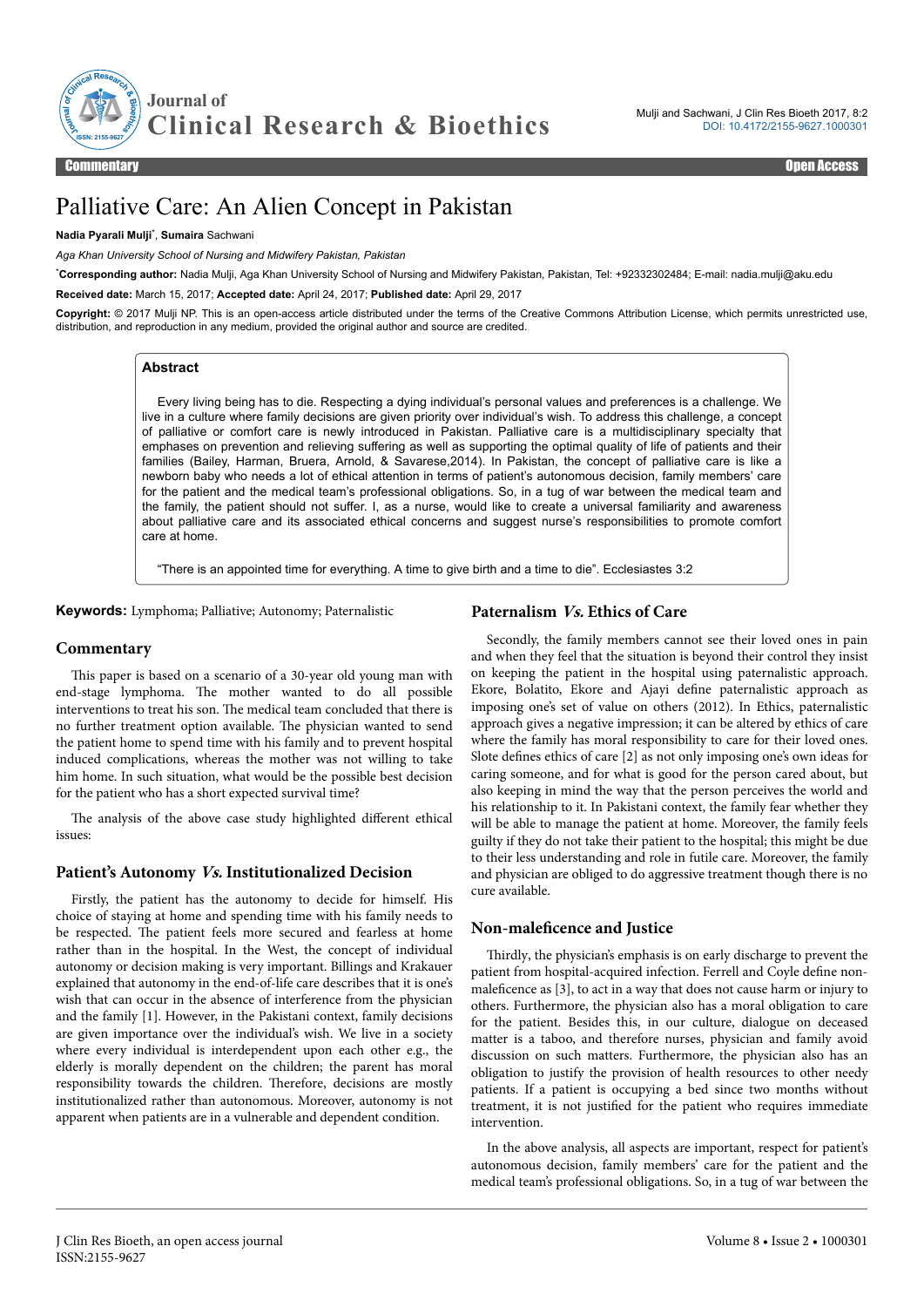# Palliative Care: An Alien Concept in Pakistan

**Nadia Pyarali Mulji**\*, **Sumaira** Sachwani

*Aga Khan University School of Nursing and Midwifery Pakistan, Pakistan*

\***Corresponding author:** Nadia Mulji, Aga Khan University School of Nursing and Midwifery Pakistan, Pakistan, Tel: +92332302484; E-mail: nadia.mulji@aku.edu

**Received date:** March 15, 2017; **Accepted date:** April 24, 2017; **Published date:** April 29, 2017

**Copyright:** © 2017 Mulji NP. This is an open-access article distributed under the terms of the Creative Commons Attribution License, which permits unrestricted use, distribution, and reproduction in any medium, provided the original author and source are credited.

## Abstract

Every living being has to die. Respecting a dying individual's personal values and preferences is a challenge. We live in a culture where family decisions are given priority over individual's wish. To address this challenge, a concept of palliative or comfort care is newly introduced in Pakistan. Palliative care is a multidisciplinary specialty that emphases on prevention and relieving suffering as well as supporting the optimal quality of life of patients and their families (Bailey, Harman, Bruera, Arnold, & Savarese,2014). In Pakistan, the concept of palliative care is like a newborn baby who needs a lot of ethical attention in terms of patient's autonomous decision, family members' care for the patient and the medical team's professional obligations. So, in a tug of war between the medical team and the family, the patient should not suffer. I, as a nurse, would like to create a universal familiarity and awareness about palliative care and its associated ethical concerns and suggest nurse's responsibilities to promote comfort care at home.

"There is an appointed time for everything. A time to give birth and a time to die". Ecclesiastes 3:2

**Keywords:** Lymphoma; Palliative; Autonomy; Paternalistic

## Commentary

This paper is based on a scenario of a 30-year old young man with end-stage lymphoma. The mother wanted to do all possible interventions to treat his son. The medical team concluded that there is no further treatment option available. The physician wanted to send the patient home to spend time with his family and to prevent hospital induced complications, whereas the mother was not willing to take him home. In such situation, what would be the possible best decision for the patient who has a short expected survival time?

The analysis of the above case study highlighted different ethical issues:

## Patient's Autonomy *Vs.* Institutionalized Decision

Firstly, the patient has the autonomy to decide for himself. His choice of staying at home and spending time with his family needs to be respected. The patient feels more secured and fearless at home rather than in the hospital. In the West, the concept of individual autonomy or decision making is very important. Billings and Krakauer explained that autonomy in the end-of-life care describes that it is one's wish that can occur in the absence of interference from the physician and the family [1]. However, in the Pakistani context, family decisions are given importance over the individual's wish. We live in a society where every individual is interdependent upon each other e.g., the elderly is morally dependent on the children; the parent has moral responsibility towards the children. Therefore, decisions are mostly institutionalized rather than autonomous. Moreover, autonomy is not apparent when patients are in a vulnerable and dependent condition.

## Paternalism *Vs.* Ethics of Care

Secondly, the family members cannot see their loved ones in pain and when they feel that the situation is beyond their control they insist on keeping the patient in the hospital using paternalistic approach. Ekore, Bolatito, Ekore and Ajayi define paternalistic approach as imposing one's set of value on others (2012). In Ethics, paternalistic approach gives a negative impression; it can be altered by ethics of care where the family has moral responsibility to care for their loved ones. Slote defines ethics of care [2] as not only imposing one's own ideas for caring someone, and for what is good for the person cared about, but also keeping in mind the way that the person perceives the world and his relationship to it. In Pakistani context, the family fear whether they will be able to manage the patient at home. Moreover, the family feels guilty if they do not take their patient to the hospital; this might be due to their less understanding and role in futile care. Moreover, the family and physician are obliged to do aggressive treatment though there is no cure available.

## Non-maleficence and Justice

Thirdly, the physician's emphasis is on early discharge to prevent the patient from hospital-acquired infection. Ferrell and Coyle define non-maleficence as [3], to act in a way that does not cause harm or injury to others. Furthermore, the physician also has a moral obligation to care for the patient. Besides this, in our culture, dialogue on deceased matter is a taboo, and therefore nurses, physician and family avoid discussion on such matters. Furthermore, the physician also has an obligation to justify the provision of health resources to other needy patients. If a patient is occupying a bed since two months without treatment, it is not justified for the patient who requires immediate intervention.

In the above analysis, all aspects are important, respect for patient's autonomous decision, family members' care for the patient and the medical team's professional obligations. So, in a tug of war between the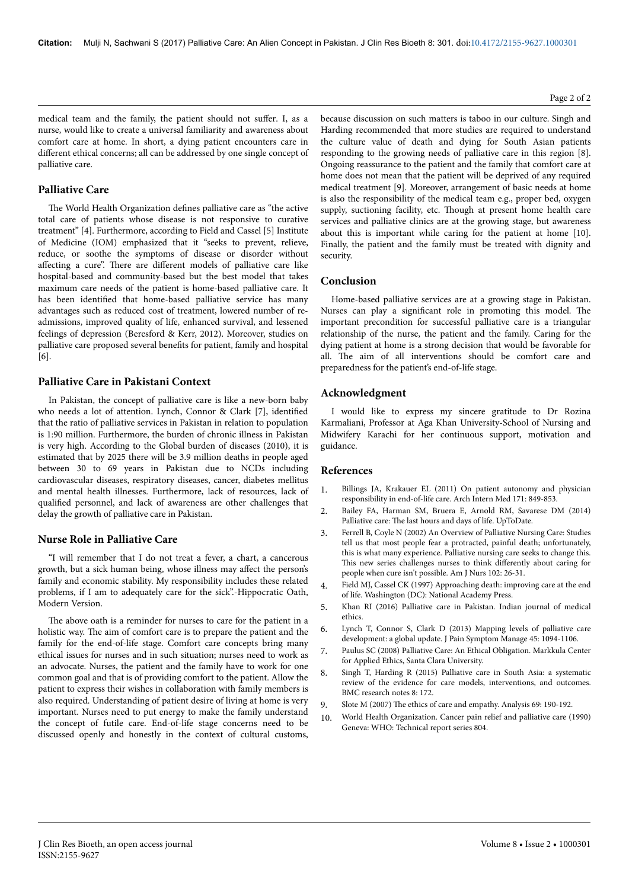medical team and the family, the patient should not suffer. I, as a nurse, would like to create a universal familiarity and awareness about comfort care at home. In short, a dying patient encounters care in different ethical concerns; all can be addressed by one single concept of palliative care.

## Palliative Care

The World Health Organization defines palliative care as "the active total care of patients whose disease is not responsive to curative treatment" [4]. Furthermore, according to Field and Cassel [5] Institute of Medicine (IOM) emphasized that it "seeks to prevent, relieve, reduce, or soothe the symptoms of disease or disorder without affecting a cure". There are different models of palliative care like hospital-based and community-based but the best model that takes maximum care needs of the patient is home-based palliative care. It has been identified that home-based palliative service has many advantages such as reduced cost of treatment, lowered number of re-admissions, improved quality of life, enhanced survival, and lessened feelings of depression (Beresford & Kerr, 2012). Moreover, studies on palliative care proposed several benefits for patient, family and hospital [6].

## Palliative Care in Pakistani Context

In Pakistan, the concept of palliative care is like a new-born baby who needs a lot of attention. Lynch, Connor & Clark [7], identified that the ratio of palliative services in Pakistan in relation to population is 1:90 million. Furthermore, the burden of chronic illness in Pakistan is very high. According to the Global burden of diseases (2010), it is estimated that by 2025 there will be 3.9 million deaths in people aged between 30 to 69 years in Pakistan due to NCDs including cardiovascular diseases, respiratory diseases, cancer, diabetes mellitus and mental health illnesses. Furthermore, lack of resources, lack of qualified personnel, and lack of awareness are other challenges that delay the growth of palliative care in Pakistan.

## Nurse Role in Palliative Care

"I will remember that I do not treat a fever, a chart, a cancerous growth, but a sick human being, whose illness may affect the person's family and economic stability. My responsibility includes these related problems, if I am to adequately care for the sick".-Hippocratic Oath, Modern Version.

The above oath is a reminder for nurses to care for the patient in a holistic way. The aim of comfort care is to prepare the patient and the family for the end-of-life stage. Comfort care concepts bring many ethical issues for nurses and in such situation; nurses need to work as an advocate. Nurses, the patient and the family have to work for one common goal and that is of providing comfort to the patient. Allow the patient to express their wishes in collaboration with family members is also required. Understanding of patient desire of living at home is very important. Nurses need to put energy to make the family understand the concept of futile care. End-of-life stage concerns need to be discussed openly and honestly in the context of cultural customs, because discussion on such matters is taboo in our culture. Singh and Harding recommended that more studies are required to understand the culture value of death and dying for South Asian patients responding to the growing needs of palliative care in this region [8]. Ongoing reassurance to the patient and the family that comfort care at home does not mean that the patient will be deprived of any required medical treatment [9]. Moreover, arrangement of basic needs at home is also the responsibility of the medical team e.g., proper bed, oxygen supply, suctioning facility, etc. Though at present home health care services and palliative clinics are at the growing stage, but awareness about this is important while caring for the patient at home [10]. Finally, the patient and the family must be treated with dignity and security.

## Conclusion

Home-based palliative services are at a growing stage in Pakistan. Nurses can play a significant role in promoting this model. The important precondition for successful palliative care is a triangular relationship of the nurse, the patient and the family. Caring for the dying patient at home is a strong decision that would be favorable for all. The aim of all interventions should be comfort care and preparedness for the patient's end-of-life stage.

## Acknowledgment

I would like to express my sincere gratitude to Dr Rozina Karmaliani, Professor at Aga Khan University-School of Nursing and Midwifery Karachi for her continuous support, motivation and guidance.

## References

1. Billings JA, Krakauer EL (2011) On patient autonomy and physician responsibility in end-of-life care. Arch Intern Med 171: 849-853.
2. Bailey FA, Harman SM, Bruera E, Arnold RM, Savarese DM (2014) Palliative care: The last hours and days of life. UpToDate.
3. Ferrell B, Coyle N (2002) An Overview of Palliative Nursing Care: Studies tell us that most people fear a protracted, painful death; unfortunately, this is what many experience. Palliative nursing care seeks to change this. This new series challenges nurses to think differently about caring for people when cure isn't possible. Am J Nurs 102: 26-31.
4. Field MJ, Cassel CK (1997) Approaching death: improving care at the end of life. Washington (DC): National Academy Press.
5. Khan RI (2016) Palliative care in Pakistan. Indian journal of medical ethics.
6. Lynch T, Connor S, Clark D (2013) Mapping levels of palliative care development: a global update. J Pain Symptom Manage 45: 1094-1106.
7. Paulus SC (2008) Palliative Care: An Ethical Obligation. Markkula Center for Applied Ethics, Santa Clara University.
8. Singh T, Harding R (2015) Palliative care in South Asia: a systematic review of the evidence for care models, interventions, and outcomes. BMC research notes 8: 172.
9. Slote M (2007) The ethics of care and empathy. Analysis 69: 190-192.
10. World Health Organization. Cancer pain relief and palliative care (1990) Geneva: WHO: Technical report series 804.